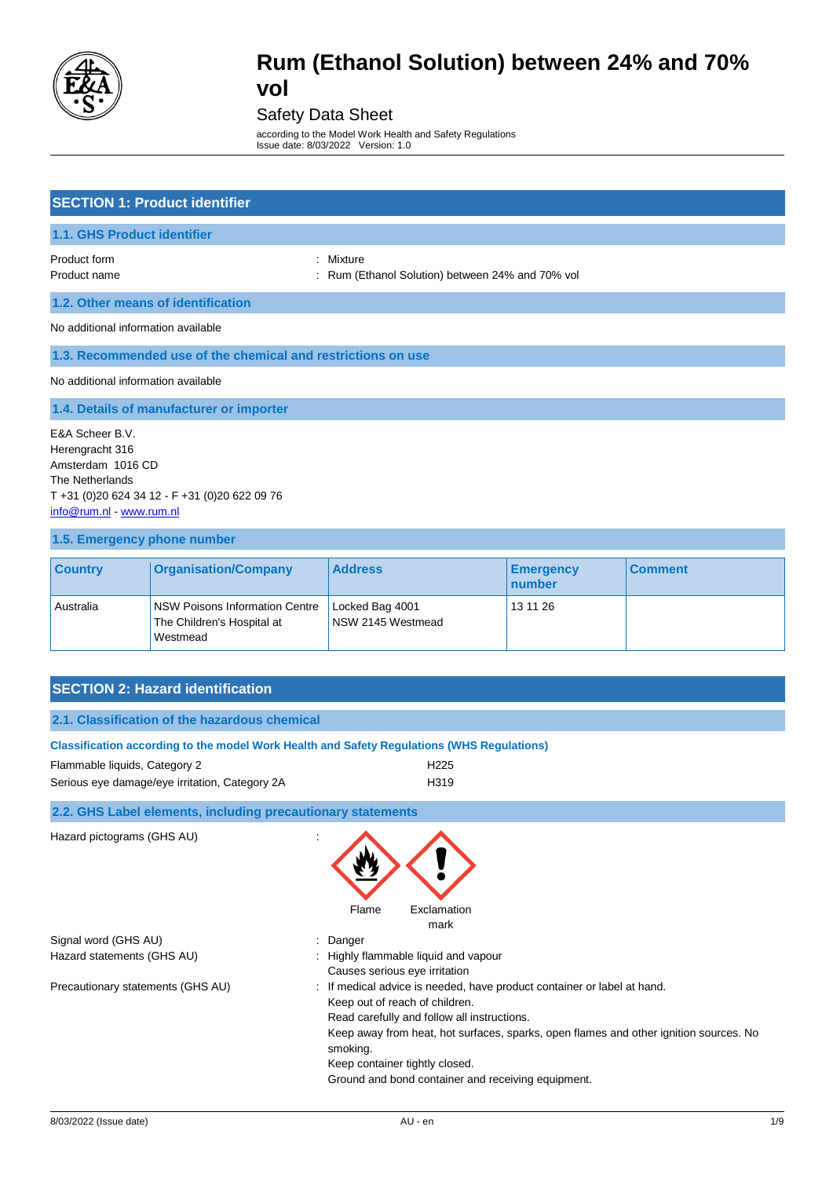# Rum (Ethanol Solution) between 24% and 70% vol

Safety Data Sheet

according to the Model Work Health and Safety Regulations
Issue date: 8/03/2022 Version: 1.0

## SECTION 1: Product identifier

### 1.1. GHS Product identifier

Product form : Mixture
Product name : Rum (Ethanol Solution) between 24% and 70% vol

### 1.2. Other means of identification

No additional information available

### 1.3. Recommended use of the chemical and restrictions on use

No additional information available

### 1.4. Details of manufacturer or importer

E&A Scheer B.V.
Herengracht 316
Amsterdam 1016 CD
The Netherlands
T +31 (0)20 624 34 12 - F +31 (0)20 622 09 76
info@rum.nl - www.rum.nl

### 1.5. Emergency phone number

| Country | Organisation/Company | Address | Emergency number | Comment |
|---|---|---|---|---|
| Australia | NSW Poisons Information Centre The Children's Hospital at Westmead | Locked Bag 4001 NSW 2145 Westmead | 13 11 26 | |

## SECTION 2: Hazard identification

### 2.1. Classification of the hazardous chemical

**Classification according to the model Work Health and Safety Regulations (WHS Regulations)**

| | |
|---|---|
| Flammable liquids, Category 2 | H225 |
| Serious eye damage/eye irritation, Category 2A | H319 |

### 2.2. GHS Label elements, including precautionary statements

Hazard pictograms (GHS AU) : Flame, Exclamation mark

Signal word (GHS AU) : Danger

Hazard statements (GHS AU) : Highly flammable liquid and vapour
Causes serious eye irritation

Precautionary statements (GHS AU) : If medical advice is needed, have product container or label at hand.
Keep out of reach of children.
Read carefully and follow all instructions.
Keep away from heat, hot surfaces, sparks, open flames and other ignition sources. No smoking.
Keep container tightly closed.
Ground and bond container and receiving equipment.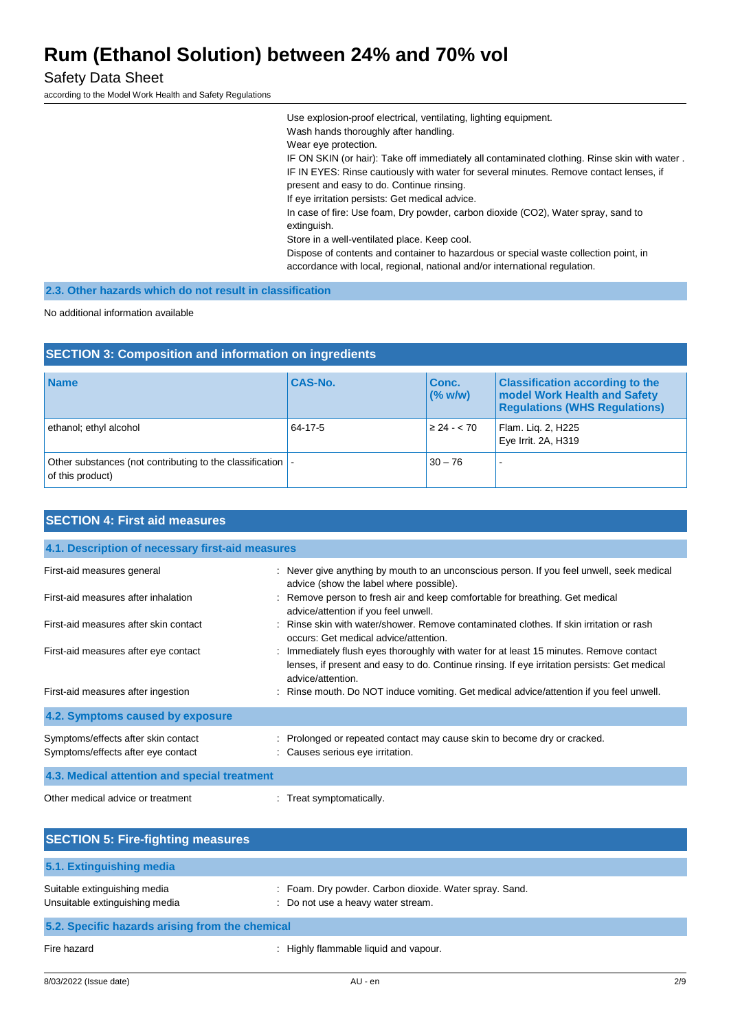Use explosion-proof electrical, ventilating, lighting equipment.
Wash hands thoroughly after handling.
Wear eye protection.
IF ON SKIN (or hair): Take off immediately all contaminated clothing. Rinse skin with water .
IF IN EYES: Rinse cautiously with water for several minutes. Remove contact lenses, if present and easy to do. Continue rinsing.
If eye irritation persists: Get medical advice.
In case of fire: Use foam, Dry powder, carbon dioxide ($CO_2$), Water spray, sand to extinguish.
Store in a well-ventilated place. Keep cool.
Dispose of contents and container to hazardous or special waste collection point, in accordance with local, regional, national and/or international regulation.

### 2.3. Other hazards which do not result in classification

No additional information available

## SECTION 3: Composition and information on ingredients

| Name | CAS-No. | Conc. (% w/w) | Classification according to the model Work Health and Safety Regulations (WHS Regulations) |
|---|---|---|---|
| ethanol; ethyl alcohol | 64-17-5 | ≥ 24 - < 70 | Flam. Liq. 2, H225<br>Eye Irrit. 2A, H319 |
| Other substances (not contributing to the classification of this product) | - | 30 – 76 | - |

## SECTION 4: First aid measures

### 4.1. Description of necessary first-aid measures

First-aid measures general : Never give anything by mouth to an unconscious person. If you feel unwell, seek medical advice (show the label where possible).

First-aid measures after inhalation : Remove person to fresh air and keep comfortable for breathing. Get medical advice/attention if you feel unwell.

First-aid measures after skin contact : Rinse skin with water/shower. Remove contaminated clothes. If skin irritation or rash occurs: Get medical advice/attention.

First-aid measures after eye contact : Immediately flush eyes thoroughly with water for at least 15 minutes. Remove contact lenses, if present and easy to do. Continue rinsing. If eye irritation persists: Get medical advice/attention.

First-aid measures after ingestion : Rinse mouth. Do NOT induce vomiting. Get medical advice/attention if you feel unwell.

### 4.2. Symptoms caused by exposure

Symptoms/effects after skin contact : Prolonged or repeated contact may cause skin to become dry or cracked.

Symptoms/effects after eye contact : Causes serious eye irritation.

### 4.3. Medical attention and special treatment

Other medical advice or treatment : Treat symptomatically.

## SECTION 5: Fire-fighting measures

### 5.1. Extinguishing media

Suitable extinguishing media : Foam. Dry powder. Carbon dioxide. Water spray. Sand.

Unsuitable extinguishing media : Do not use a heavy water stream.

### 5.2. Specific hazards arising from the chemical

Fire hazard : Highly flammable liquid and vapour.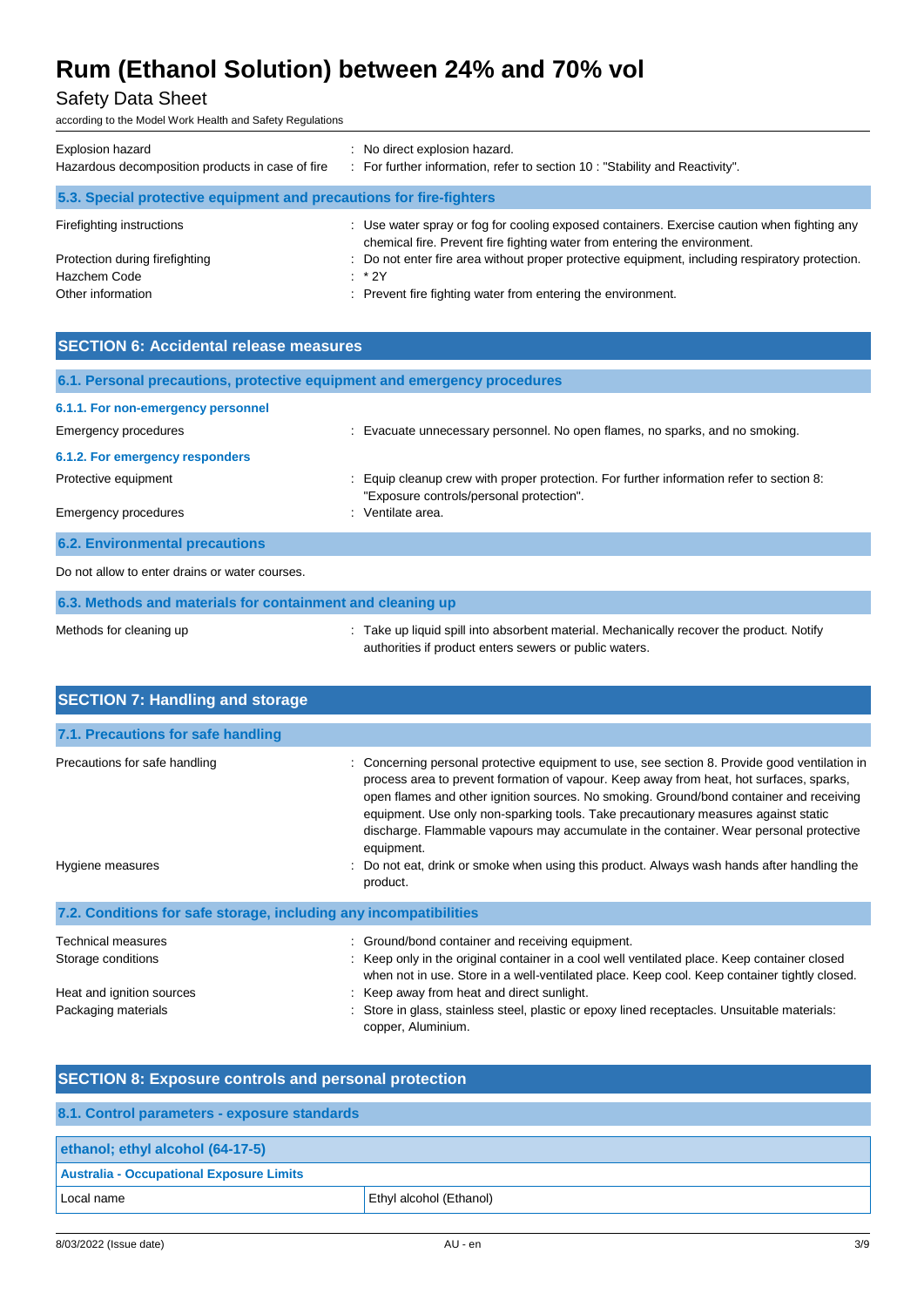| | |
|---|---|
| Explosion hazard | : No direct explosion hazard. |
| Hazardous decomposition products in case of fire | : For further information, refer to section 10 : "Stability and Reactivity". |

### 5.3. Special protective equipment and precautions for fire-fighters

| | |
|---|---|
| Firefighting instructions | : Use water spray or fog for cooling exposed containers. Exercise caution when fighting any chemical fire. Prevent fire fighting water from entering the environment. |
| Protection during firefighting | : Do not enter fire area without proper protective equipment, including respiratory protection. |
| Hazchem Code | : * 2Y |
| Other information | : Prevent fire fighting water from entering the environment. |

## SECTION 6: Accidental release measures

### 6.1. Personal precautions, protective equipment and emergency procedures

#### 6.1.1. For non-emergency personnel

| | |
|---|---|
| Emergency procedures | : Evacuate unnecessary personnel. No open flames, no sparks, and no smoking. |

#### 6.1.2. For emergency responders

| | |
|---|---|
| Protective equipment | : Equip cleanup crew with proper protection. For further information refer to section 8: "Exposure controls/personal protection". |
| Emergency procedures | : Ventilate area. |

### 6.2. Environmental precautions

Do not allow to enter drains or water courses.

### 6.3. Methods and materials for containment and cleaning up

| | |
|---|---|
| Methods for cleaning up | : Take up liquid spill into absorbent material. Mechanically recover the product. Notify authorities if product enters sewers or public waters. |

## SECTION 7: Handling and storage

### 7.1. Precautions for safe handling

| | |
|---|---|
| Precautions for safe handling | : Concerning personal protective equipment to use, see section 8. Provide good ventilation in process area to prevent formation of vapour. Keep away from heat, hot surfaces, sparks, open flames and other ignition sources. No smoking. Ground/bond container and receiving equipment. Use only non-sparking tools. Take precautionary measures against static discharge. Flammable vapours may accumulate in the container. Wear personal protective equipment. |
| Hygiene measures | : Do not eat, drink or smoke when using this product. Always wash hands after handling the product. |

### 7.2. Conditions for safe storage, including any incompatibilities

| | |
|---|---|
| Technical measures | : Ground/bond container and receiving equipment. |
| Storage conditions | : Keep only in the original container in a cool well ventilated place. Keep container closed when not in use. Store in a well-ventilated place. Keep cool. Keep container tightly closed. |
| Heat and ignition sources | : Keep away from heat and direct sunlight. |
| Packaging materials | : Store in glass, stainless steel, plastic or epoxy lined receptacles. Unsuitable materials: copper, Aluminium. |

## SECTION 8: Exposure controls and personal protection

### 8.1. Control parameters - exposure standards

| ethanol; ethyl alcohol (64-17-5) | |
|---|---|
| **Australia - Occupational Exposure Limits** | |
| Local name | Ethyl alcohol (Ethanol) |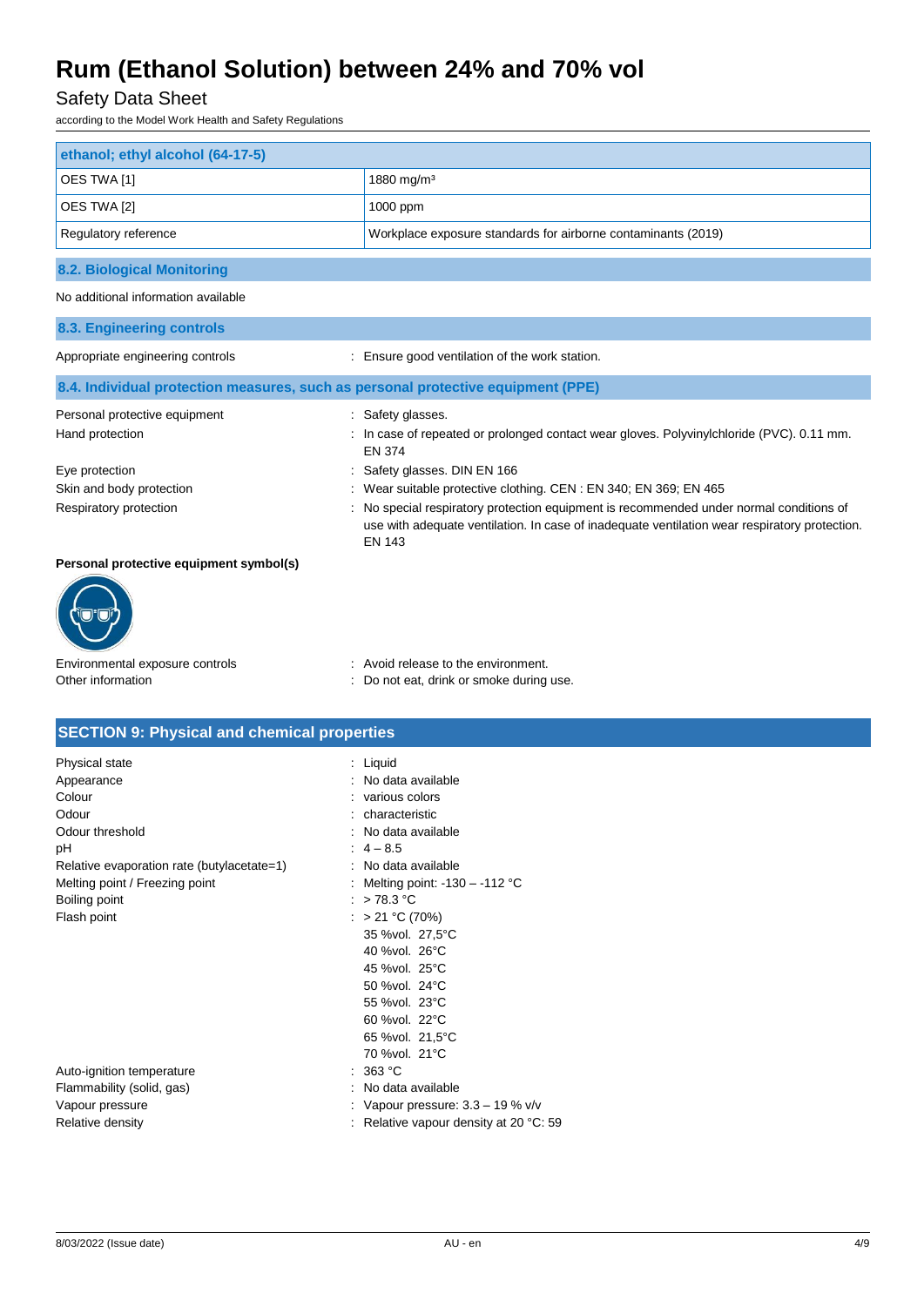| ethanol; ethyl alcohol (64-17-5) | |
|---|---|
| OES TWA [1] | 1880 mg/m³ |
| OES TWA [2] | 1000 ppm |
| Regulatory reference | Workplace exposure standards for airborne contaminants (2019) |

### 8.2. Biological Monitoring

No additional information available

### 8.3. Engineering controls

Appropriate engineering controls : Ensure good ventilation of the work station.

### 8.4. Individual protection measures, such as personal protective equipment (PPE)

Personal protective equipment : Safety glasses.

Hand protection : In case of repeated or prolonged contact wear gloves. Polyvinylchloride (PVC). 0.11 mm. EN 374

Eye protection : Safety glasses. DIN EN 166

Skin and body protection : Wear suitable protective clothing. CEN : EN 340; EN 369; EN 465

Respiratory protection : No special respiratory protection equipment is recommended under normal conditions of use with adequate ventilation. In case of inadequate ventilation wear respiratory protection. EN 143

**Personal protective equipment symbol(s)**

Environmental exposure controls : Avoid release to the environment.

Other information : Do not eat, drink or smoke during use.

## SECTION 9: Physical and chemical properties

Physical state : Liquid

Appearance : No data available

Colour : various colors

Odour : characteristic

Odour threshold : No data available

pH : 4 – 8.5

Relative evaporation rate (butylacetate=1) : No data available

Melting point / Freezing point : Melting point: -130 – -112 °C

Boiling point : > 78.3 °C

Flash point : > 21 °C (70%)
35 %vol. 27,5°C
40 %vol. 26°C
45 %vol. 25°C
50 %vol. 24°C
55 %vol. 23°C
60 %vol. 22°C
65 %vol. 21,5°C
70 %vol. 21°C

Auto-ignition temperature : 363 °C

Flammability (solid, gas) : No data available

Vapour pressure : Vapour pressure: 3.3 – 19 % v/v

Relative density : Relative vapour density at 20 °C: 59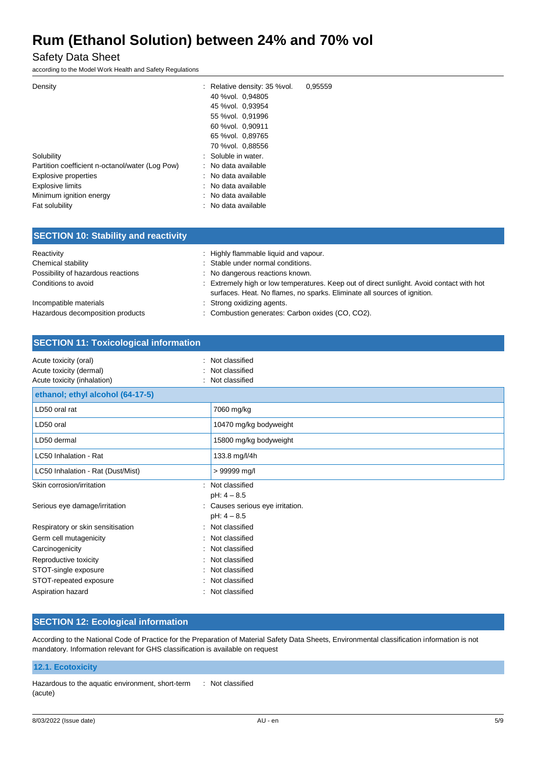| | |
|---|---|
| Density | : Relative density: 35 %vol. 0,95559<br>40 %vol. 0,94805<br>45 %vol. 0,93954<br>55 %vol. 0,91996<br>60 %vol. 0,90911<br>65 %vol. 0,89765<br>70 %vol. 0,88556 |
| Solubility | : Soluble in water. |
| Partition coefficient n-octanol/water (Log Pow) | : No data available |
| Explosive properties | : No data available |
| Explosive limits | : No data available |
| Minimum ignition energy | : No data available |
| Fat solubility | : No data available |

## SECTION 10: Stability and reactivity

| | |
|---|---|
| Reactivity | : Highly flammable liquid and vapour. |
| Chemical stability | : Stable under normal conditions. |
| Possibility of hazardous reactions | : No dangerous reactions known. |
| Conditions to avoid | : Extremely high or low temperatures. Keep out of direct sunlight. Avoid contact with hot surfaces. Heat. No flames, no sparks. Eliminate all sources of ignition. |
| Incompatible materials | : Strong oxidizing agents. |
| Hazardous decomposition products | : Combustion generates: Carbon oxides (CO, CO2). |

## SECTION 11: Toxicological information

| | |
|---|---|
| Acute toxicity (oral) | : Not classified |
| Acute toxicity (dermal) | : Not classified |
| Acute toxicity (inhalation) | : Not classified |

| ethanol; ethyl alcohol (64-17-5) | |
|---|---|
| LD50 oral rat | 7060 mg/kg |
| LD50 oral | 10470 mg/kg bodyweight |
| LD50 dermal | 15800 mg/kg bodyweight |
| LC50 Inhalation - Rat | 133.8 mg/l/4h |
| LC50 Inhalation - Rat (Dust/Mist) | > 99999 mg/l |

| | |
|---|---|
| Skin corrosion/irritation | : Not classified<br>pH: 4 – 8.5 |
| Serious eye damage/irritation | : Causes serious eye irritation.<br>pH: 4 – 8.5 |
| Respiratory or skin sensitisation | : Not classified |
| Germ cell mutagenicity | : Not classified |
| Carcinogenicity | : Not classified |
| Reproductive toxicity | : Not classified |
| STOT-single exposure | : Not classified |
| STOT-repeated exposure | : Not classified |
| Aspiration hazard | : Not classified |

## SECTION 12: Ecological information

According to the National Code of Practice for the Preparation of Material Safety Data Sheets, Environmental classification information is not mandatory. Information relevant for GHS classification is available on request

### 12.1. Ecotoxicity

| | |
|---|---|
| Hazardous to the aquatic environment, short-term (acute) | : Not classified |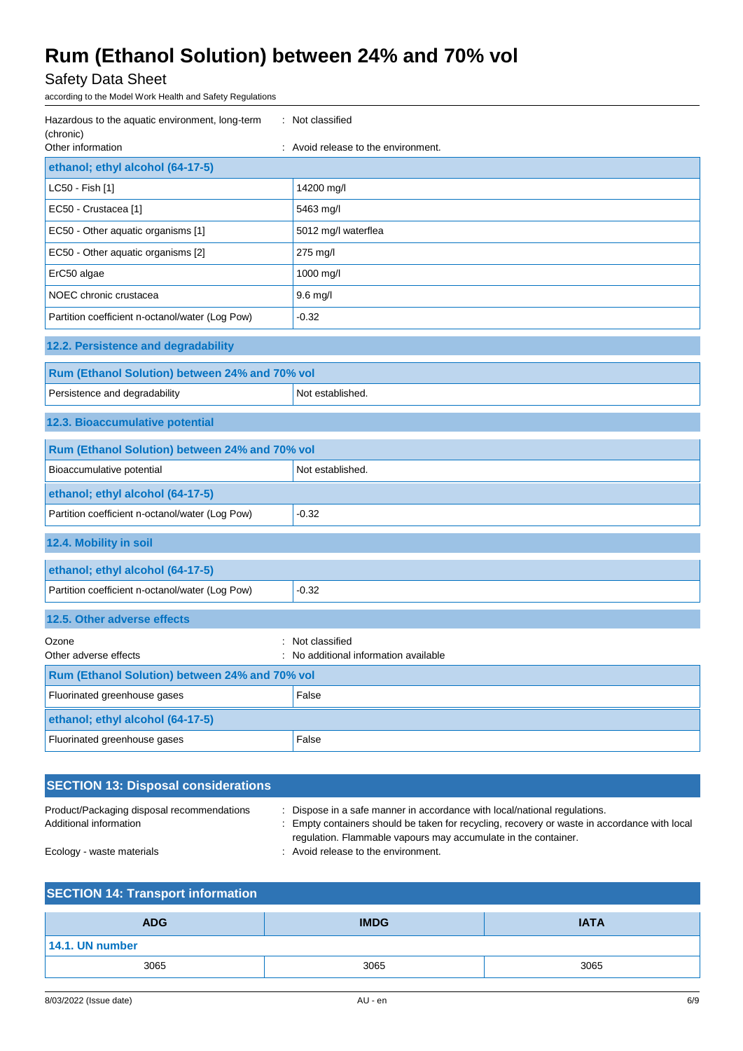Hazardous to the aquatic environment, long-term (chronic) : Not classified

Other information : Avoid release to the environment.

| ethanol; ethyl alcohol (64-17-5) | |
|---|---|
| LC50 - Fish [1] | 14200 mg/l |
| EC50 - Crustacea [1] | 5463 mg/l |
| EC50 - Other aquatic organisms [1] | 5012 mg/l waterflea |
| EC50 - Other aquatic organisms [2] | 275 mg/l |
| ErC50 algae | 1000 mg/l |
| NOEC chronic crustacea | 9.6 mg/l |
| Partition coefficient n-octanol/water (Log Pow) | -0.32 |

### 12.2. Persistence and degradability

| Rum (Ethanol Solution) between 24% and 70% vol | |
|---|---|
| Persistence and degradability | Not established. |

### 12.3. Bioaccumulative potential

| Rum (Ethanol Solution) between 24% and 70% vol | |
|---|---|
| Bioaccumulative potential | Not established. |
| **ethanol; ethyl alcohol (64-17-5)** | |
| Partition coefficient n-octanol/water (Log Pow) | -0.32 |

### 12.4. Mobility in soil

| ethanol; ethyl alcohol (64-17-5) | |
|---|---|
| Partition coefficient n-octanol/water (Log Pow) | -0.32 |

### 12.5. Other adverse effects

Ozone : Not classified

Other adverse effects : No additional information available

| Rum (Ethanol Solution) between 24% and 70% vol | |
|---|---|
| Fluorinated greenhouse gases | False |
| **ethanol; ethyl alcohol (64-17-5)** | |
| Fluorinated greenhouse gases | False |

## SECTION 13: Disposal considerations

Product/Packaging disposal recommendations : Dispose in a safe manner in accordance with local/national regulations.

Additional information : Empty containers should be taken for recycling, recovery or waste in accordance with local regulation. Flammable vapours may accumulate in the container.

Ecology - waste materials : Avoid release to the environment.

## SECTION 14: Transport information

| ADG | IMDG | IATA |
|---|---|---|
| **14.1. UN number** | | |
| 3065 | 3065 | 3065 |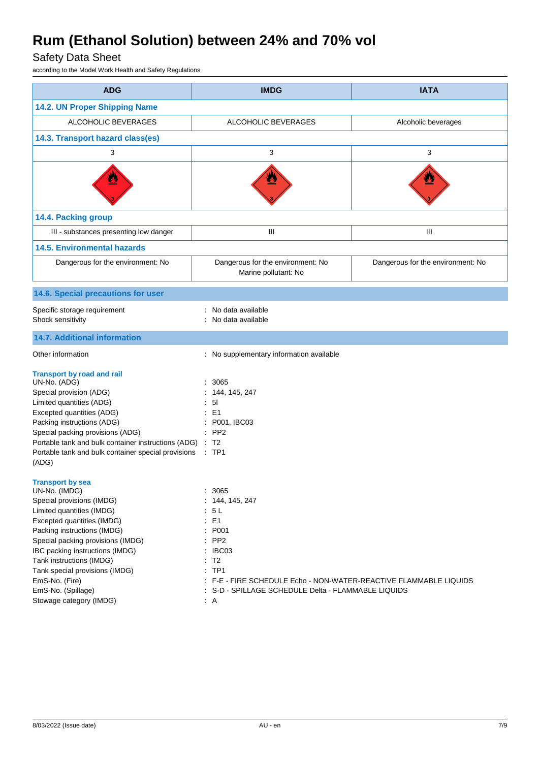| ADG | IMDG | IATA |
|---|---|---|
| **14.2. UN Proper Shipping Name** | | |
| ALCOHOLIC BEVERAGES | ALCOHOLIC BEVERAGES | Alcoholic beverages |
| **14.3. Transport hazard class(es)** | | |
| 3 | 3 | 3 |
| | | |
| **14.4. Packing group** | | |
| III - substances presenting low danger | III | III |
| **14.5. Environmental hazards** | | |
| Dangerous for the environment: No | Dangerous for the environment: No<br>Marine pollutant: No | Dangerous for the environment: No |

### 14.6. Special precautions for user

Specific storage requirement : No data available
Shock sensitivity : No data available

### 14.7. Additional information

Other information : No supplementary information available

**Transport by road and rail**

UN-No. (ADG) : 3065
Special provision (ADG) : 144, 145, 247
Limited quantities (ADG) : 5l
Excepted quantities (ADG) : E1
Packing instructions (ADG) : P001, IBC03
Special packing provisions (ADG) : PP2
Portable tank and bulk container instructions (ADG) : T2
Portable tank and bulk container special provisions (ADG) : TP1

**Transport by sea**

UN-No. (IMDG) : 3065
Special provisions (IMDG) : 144, 145, 247
Limited quantities (IMDG) : 5 L
Excepted quantities (IMDG) : E1
Packing instructions (IMDG) : P001
Special packing provisions (IMDG) : PP2
IBC packing instructions (IMDG) : IBC03
Tank instructions (IMDG) : T2
Tank special provisions (IMDG) : TP1
EmS-No. (Fire) : F-E - FIRE SCHEDULE Echo - NON-WATER-REACTIVE FLAMMABLE LIQUIDS
EmS-No. (Spillage) : S-D - SPILLAGE SCHEDULE Delta - FLAMMABLE LIQUIDS
Stowage category (IMDG) : A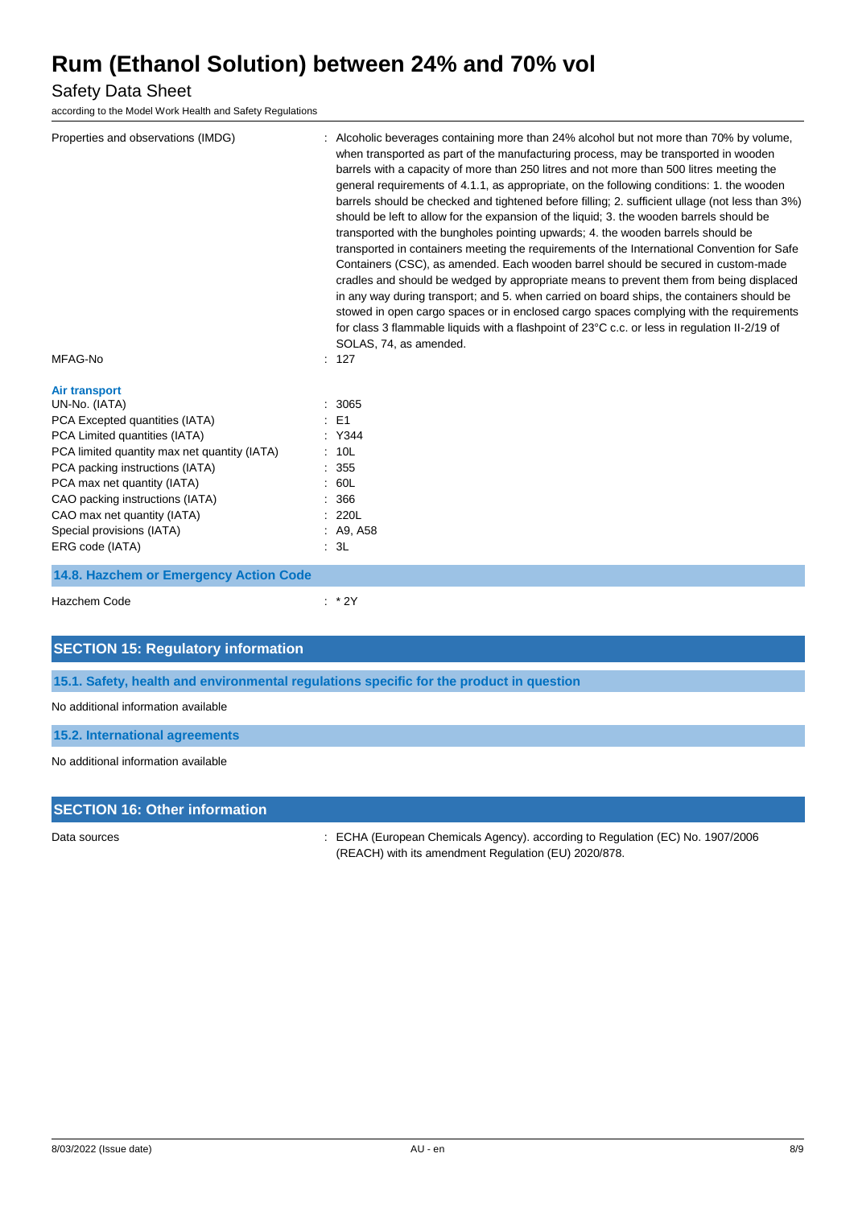| | |
|---|---|
| Properties and observations (IMDG) | : Alcoholic beverages containing more than 24% alcohol but not more than 70% by volume, when transported as part of the manufacturing process, may be transported in wooden barrels with a capacity of more than 250 litres and not more than 500 litres meeting the general requirements of 4.1.1, as appropriate, on the following conditions: 1. the wooden barrels should be checked and tightened before filling; 2. sufficient ullage (not less than 3%) should be left to allow for the expansion of the liquid; 3. the wooden barrels should be transported with the bungholes pointing upwards; 4. the wooden barrels should be transported in containers meeting the requirements of the International Convention for Safe Containers (CSC), as amended. Each wooden barrel should be secured in custom-made cradles and should be wedged by appropriate means to prevent them from being displaced in any way during transport; and 5. when carried on board ships, the containers should be stowed in open cargo spaces or in enclosed cargo spaces complying with the requirements for class 3 flammable liquids with a flashpoint of 23°C c.c. or less in regulation II-2/19 of SOLAS, 74, as amended. |
| MFAG-No | : 127 |

**Air transport**

| | |
|---|---|
| UN-No. (IATA) | : 3065 |
| PCA Excepted quantities (IATA) | : E1 |
| PCA Limited quantities (IATA) | : Y344 |
| PCA limited quantity max net quantity (IATA) | : 10L |
| PCA packing instructions (IATA) | : 355 |
| PCA max net quantity (IATA) | : 60L |
| CAO packing instructions (IATA) | : 366 |
| CAO max net quantity (IATA) | : 220L |
| Special provisions (IATA) | : A9, A58 |
| ERG code (IATA) | : 3L |

### 14.8. Hazchem or Emergency Action Code

Hazchem Code : * 2Y

## SECTION 15: Regulatory information

### 15.1. Safety, health and environmental regulations specific for the product in question

No additional information available

### 15.2. International agreements

No additional information available

## SECTION 16: Other information

Data sources : ECHA (European Chemicals Agency). according to Regulation (EC) No. 1907/2006 (REACH) with its amendment Regulation (EU) 2020/878.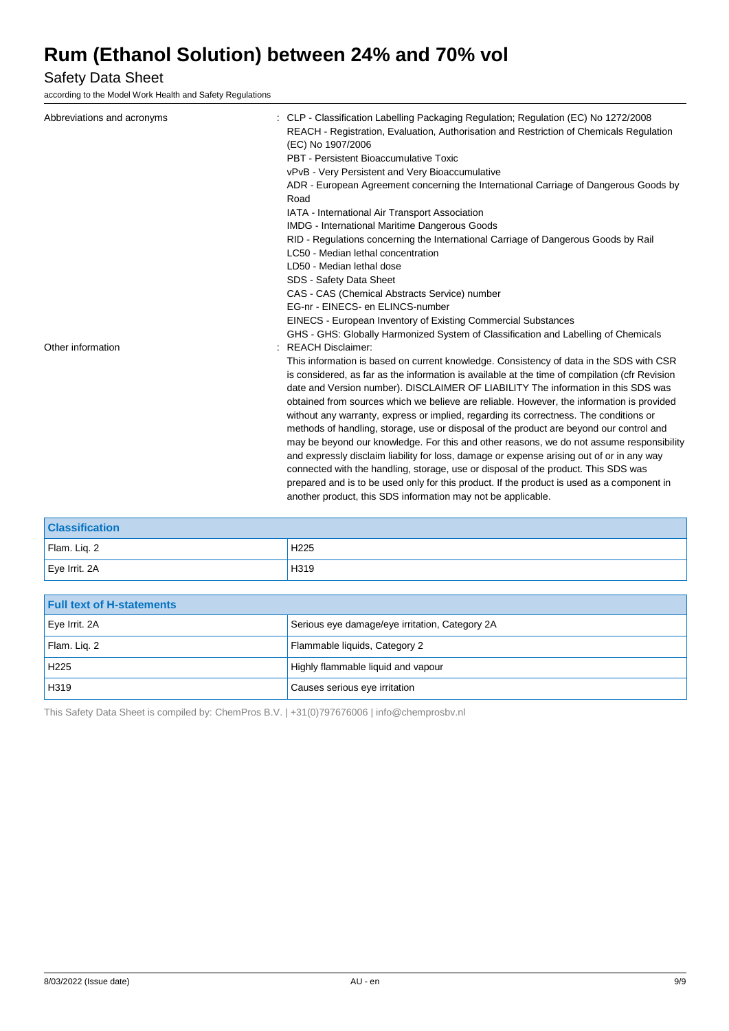Abbreviations and acronyms : CLP - Classification Labelling Packaging Regulation; Regulation (EC) No 1272/2008
REACH - Registration, Evaluation, Authorisation and Restriction of Chemicals Regulation (EC) No 1907/2006
PBT - Persistent Bioaccumulative Toxic
vPvB - Very Persistent and Very Bioaccumulative
ADR - European Agreement concerning the International Carriage of Dangerous Goods by Road
IATA - International Air Transport Association
IMDG - International Maritime Dangerous Goods
RID - Regulations concerning the International Carriage of Dangerous Goods by Rail
LC50 - Median lethal concentration
LD50 - Median lethal dose
SDS - Safety Data Sheet
CAS - CAS (Chemical Abstracts Service) number
EG-nr - EINECS- en ELINCS-number
EINECS - European Inventory of Existing Commercial Substances
GHS - GHS: Globally Harmonized System of Classification and Labelling of Chemicals

Other information : REACH Disclaimer:
This information is based on current knowledge. Consistency of data in the SDS with CSR is considered, as far as the information is available at the time of compilation (cfr Revision date and Version number). DISCLAIMER OF LIABILITY The information in this SDS was obtained from sources which we believe are reliable. However, the information is provided without any warranty, express or implied, regarding its correctness. The conditions or methods of handling, storage, use or disposal of the product are beyond our control and may be beyond our knowledge. For this and other reasons, we do not assume responsibility and expressly disclaim liability for loss, damage or expense arising out of or in any way connected with the handling, storage, use or disposal of the product. This SDS was prepared and is to be used only for this product. If the product is used as a component in another product, this SDS information may not be applicable.

| Classification | |
|---|---|
| Flam. Liq. 2 | H225 |
| Eye Irrit. 2A | H319 |

| Full text of H-statements | |
|---|---|
| Eye Irrit. 2A | Serious eye damage/eye irritation, Category 2A |
| Flam. Liq. 2 | Flammable liquids, Category 2 |
| H225 | Highly flammable liquid and vapour |
| H319 | Causes serious eye irritation |

This Safety Data Sheet is compiled by: ChemPros B.V. | +31(0)797676006 | info@chemprosbv.nl